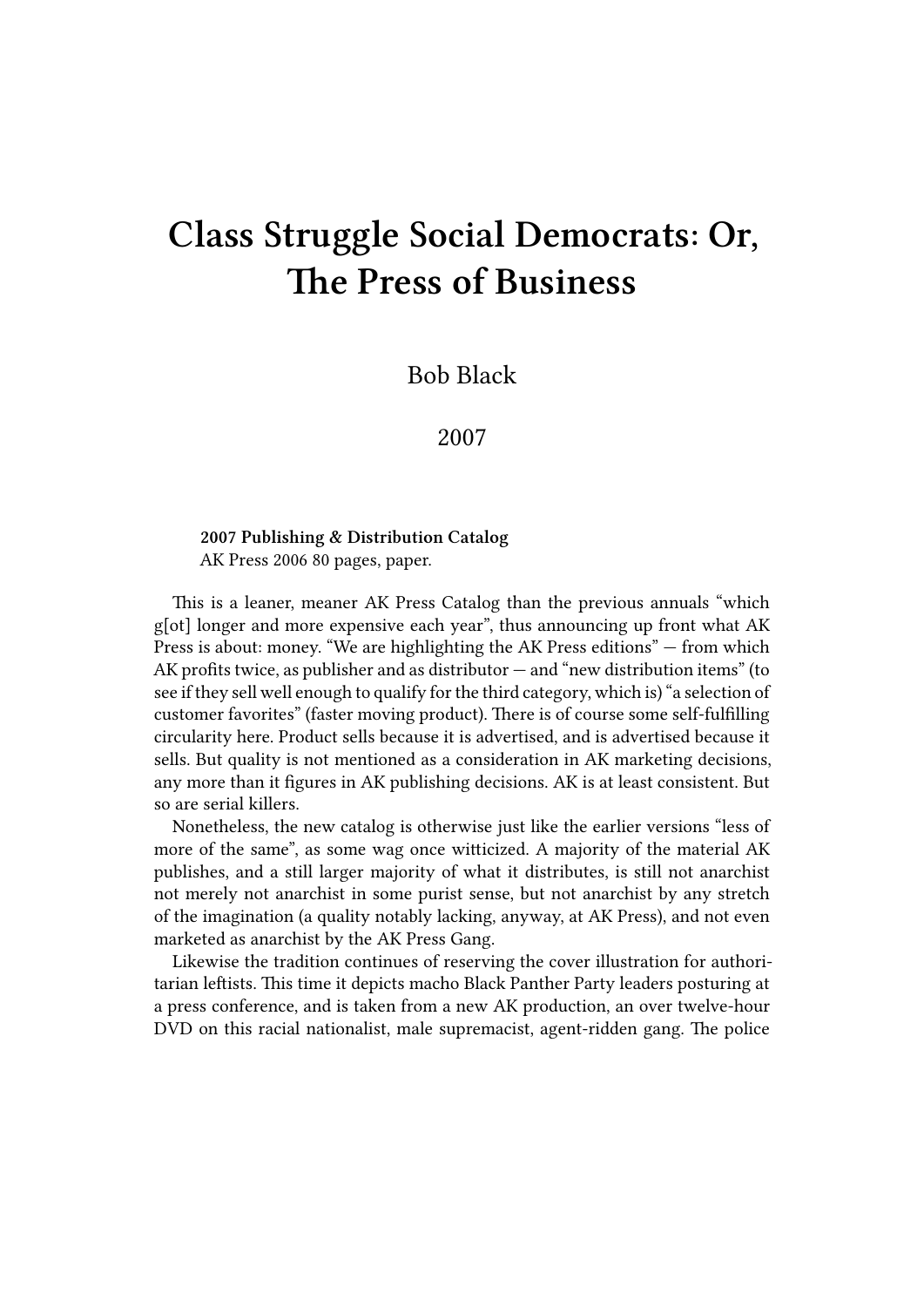# Class Struggle Social Democrats: Or, The Press of Business

Bob Black

2007

**2007 Publishing & Distribution Catalog**
AK Press 2006 80 pages, paper.

This is a leaner, meaner AK Press Catalog than the previous annuals "which g[ot] longer and more expensive each year", thus announcing up front what AK Press is about: money. "We are highlighting the AK Press editions" — from which AK profits twice, as publisher and as distributor — and "new distribution items" (to see if they sell well enough to qualify for the third category, which is) "a selection of customer favorites" (faster moving product). There is of course some self-fulfilling circularity here. Product sells because it is advertised, and is advertised because it sells. But quality is not mentioned as a consideration in AK marketing decisions, any more than it figures in AK publishing decisions. AK is at least consistent. But so are serial killers.

Nonetheless, the new catalog is otherwise just like the earlier versions "less of more of the same", as some wag once witticized. A majority of the material AK publishes, and a still larger majority of what it distributes, is still not anarchist not merely not anarchist in some purist sense, but not anarchist by any stretch of the imagination (a quality notably lacking, anyway, at AK Press), and not even marketed as anarchist by the AK Press Gang.

Likewise the tradition continues of reserving the cover illustration for authoritarian leftists. This time it depicts macho Black Panther Party leaders posturing at a press conference, and is taken from a new AK production, an over twelve-hour DVD on this racial nationalist, male supremacist, agent-ridden gang. The police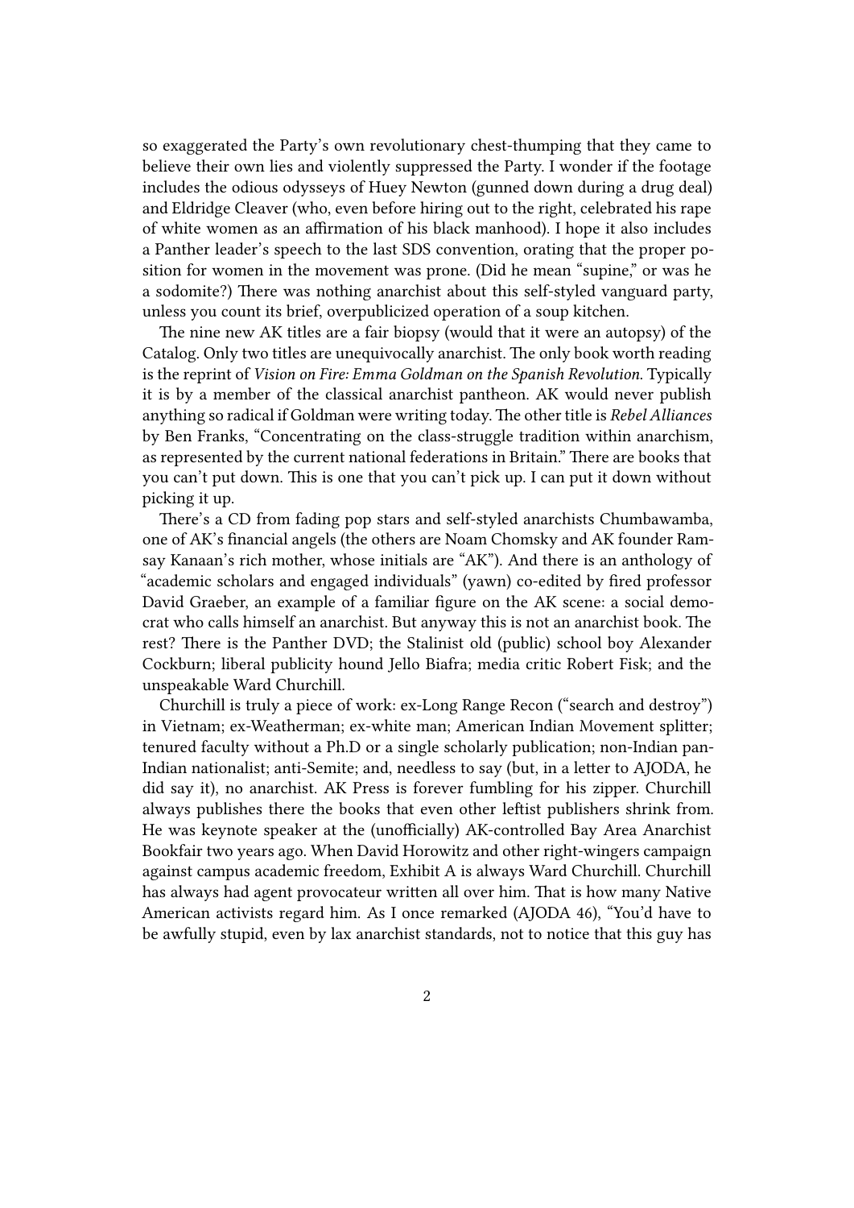so exaggerated the Party's own revolutionary chest-thumping that they came to believe their own lies and violently suppressed the Party. I wonder if the footage includes the odious odysseys of Huey Newton (gunned down during a drug deal) and Eldridge Cleaver (who, even before hiring out to the right, celebrated his rape of white women as an affirmation of his black manhood). I hope it also includes a Panther leader's speech to the last SDS convention, orating that the proper position for women in the movement was prone. (Did he mean "supine," or was he a sodomite?) There was nothing anarchist about this self-styled vanguard party, unless you count its brief, overpublicized operation of a soup kitchen.

The nine new AK titles are a fair biopsy (would that it were an autopsy) of the Catalog. Only two titles are unequivocally anarchist. The only book worth reading is the reprint of *Vision on Fire: Emma Goldman on the Spanish Revolution.* Typically it is by a member of the classical anarchist pantheon. AK would never publish anything so radical if Goldman were writing today. The other title is *Rebel Alliances* by Ben Franks, "Concentrating on the class-struggle tradition within anarchism, as represented by the current national federations in Britain." There are books that you can't put down. This is one that you can't pick up. I can put it down without picking it up.

There's a CD from fading pop stars and self-styled anarchists Chumbawamba, one of AK's financial angels (the others are Noam Chomsky and AK founder Ramsay Kanaan's rich mother, whose initials are "AK"). And there is an anthology of "academic scholars and engaged individuals" (yawn) co-edited by fired professor David Graeber, an example of a familiar figure on the AK scene: a social democrat who calls himself an anarchist. But anyway this is not an anarchist book. The rest? There is the Panther DVD; the Stalinist old (public) school boy Alexander Cockburn; liberal publicity hound Jello Biafra; media critic Robert Fisk; and the unspeakable Ward Churchill.

Churchill is truly a piece of work: ex-Long Range Recon ("search and destroy") in Vietnam; ex-Weatherman; ex-white man; American Indian Movement splitter; tenured faculty without a Ph.D or a single scholarly publication; non-Indian pan-Indian nationalist; anti-Semite; and, needless to say (but, in a letter to AJODA, he did say it), no anarchist. AK Press is forever fumbling for his zipper. Churchill always publishes there the books that even other leftist publishers shrink from. He was keynote speaker at the (unofficially) AK-controlled Bay Area Anarchist Bookfair two years ago. When David Horowitz and other right-wingers campaign against campus academic freedom, Exhibit A is always Ward Churchill. Churchill has always had agent provocateur written all over him. That is how many Native American activists regard him. As I once remarked (AJODA 46), "You'd have to be awfully stupid, even by lax anarchist standards, not to notice that this guy has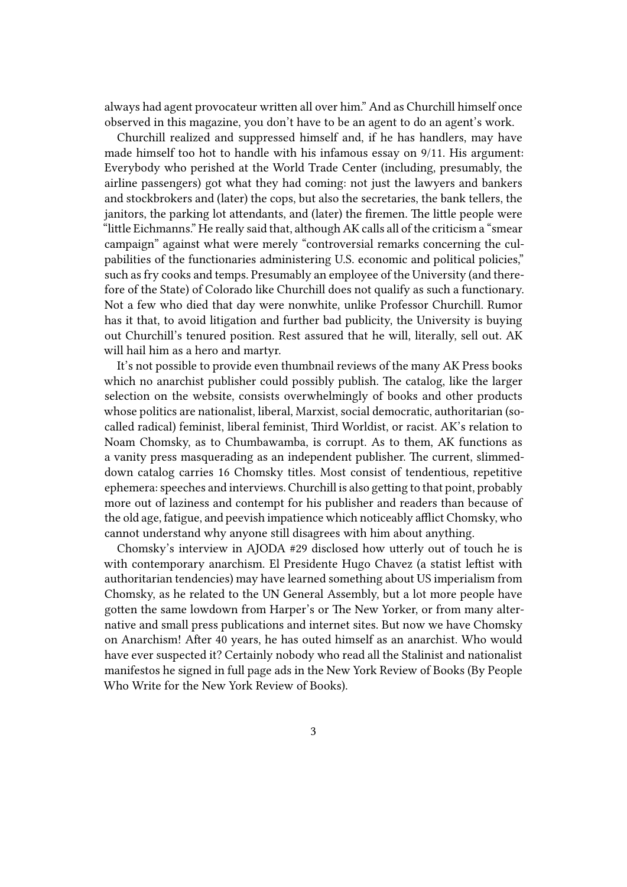always had agent provocateur written all over him." And as Churchill himself once observed in this magazine, you don't have to be an agent to do an agent's work.

Churchill realized and suppressed himself and, if he has handlers, may have made himself too hot to handle with his infamous essay on 9/11. His argument: Everybody who perished at the World Trade Center (including, presumably, the airline passengers) got what they had coming: not just the lawyers and bankers and stockbrokers and (later) the cops, but also the secretaries, the bank tellers, the janitors, the parking lot attendants, and (later) the firemen. The little people were "little Eichmanns." He really said that, although AK calls all of the criticism a "smear campaign" against what were merely "controversial remarks concerning the culpabilities of the functionaries administering U.S. economic and political policies," such as fry cooks and temps. Presumably an employee of the University (and therefore of the State) of Colorado like Churchill does not qualify as such a functionary. Not a few who died that day were nonwhite, unlike Professor Churchill. Rumor has it that, to avoid litigation and further bad publicity, the University is buying out Churchill's tenured position. Rest assured that he will, literally, sell out. AK will hail him as a hero and martyr.

It's not possible to provide even thumbnail reviews of the many AK Press books which no anarchist publisher could possibly publish. The catalog, like the larger selection on the website, consists overwhelmingly of books and other products whose politics are nationalist, liberal, Marxist, social democratic, authoritarian (so-called radical) feminist, liberal feminist, Third Worldist, or racist. AK's relation to Noam Chomsky, as to Chumbawamba, is corrupt. As to them, AK functions as a vanity press masquerading as an independent publisher. The current, slimmed-down catalog carries 16 Chomsky titles. Most consist of tendentious, repetitive ephemera: speeches and interviews. Churchill is also getting to that point, probably more out of laziness and contempt for his publisher and readers than because of the old age, fatigue, and peevish impatience which noticeably afflict Chomsky, who cannot understand why anyone still disagrees with him about anything.

Chomsky's interview in AJODA #29 disclosed how utterly out of touch he is with contemporary anarchism. El Presidente Hugo Chavez (a statist leftist with authoritarian tendencies) may have learned something about US imperialism from Chomsky, as he related to the UN General Assembly, but a lot more people have gotten the same lowdown from Harper's or The New Yorker, or from many alternative and small press publications and internet sites. But now we have Chomsky on Anarchism! After 40 years, he has outed himself as an anarchist. Who would have ever suspected it? Certainly nobody who read all the Stalinist and nationalist manifestos he signed in full page ads in the New York Review of Books (By People Who Write for the New York Review of Books).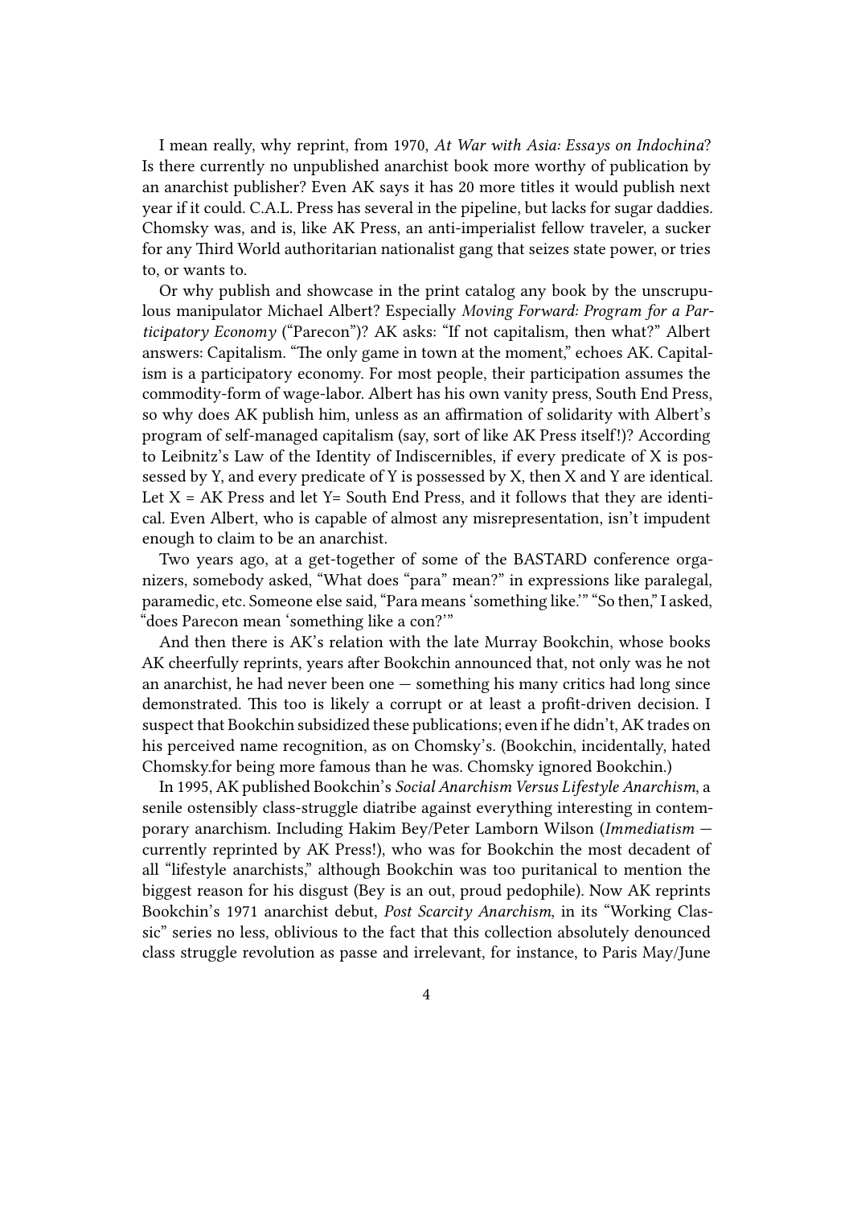I mean really, why reprint, from 1970, *At War with Asia: Essays on Indochina*? Is there currently no unpublished anarchist book more worthy of publication by an anarchist publisher? Even AK says it has 20 more titles it would publish next year if it could. C.A.L. Press has several in the pipeline, but lacks for sugar daddies. Chomsky was, and is, like AK Press, an anti-imperialist fellow traveler, a sucker for any Third World authoritarian nationalist gang that seizes state power, or tries to, or wants to.

Or why publish and showcase in the print catalog any book by the unscrupulous manipulator Michael Albert? Especially *Moving Forward: Program for a Participatory Economy* ("Parecon")? AK asks: "If not capitalism, then what?" Albert answers: Capitalism. "The only game in town at the moment," echoes AK. Capitalism is a participatory economy. For most people, their participation assumes the commodity-form of wage-labor. Albert has his own vanity press, South End Press, so why does AK publish him, unless as an affirmation of solidarity with Albert's program of self-managed capitalism (say, sort of like AK Press itself!)? According to Leibnitz's Law of the Identity of Indiscernibles, if every predicate of X is possessed by Y, and every predicate of Y is possessed by X, then X and Y are identical. Let X = AK Press and let Y= South End Press, and it follows that they are identical. Even Albert, who is capable of almost any misrepresentation, isn't impudent enough to claim to be an anarchist.

Two years ago, at a get-together of some of the BASTARD conference organizers, somebody asked, "What does "para" mean?" in expressions like paralegal, paramedic, etc. Someone else said, "Para means 'something like.'" "So then," I asked, "does Parecon mean 'something like a con?'"

And then there is AK's relation with the late Murray Bookchin, whose books AK cheerfully reprints, years after Bookchin announced that, not only was he not an anarchist, he had never been one — something his many critics had long since demonstrated. This too is likely a corrupt or at least a profit-driven decision. I suspect that Bookchin subsidized these publications; even if he didn't, AK trades on his perceived name recognition, as on Chomsky's. (Bookchin, incidentally, hated Chomsky.for being more famous than he was. Chomsky ignored Bookchin.)

In 1995, AK published Bookchin's *Social Anarchism Versus Lifestyle Anarchism*, a senile ostensibly class-struggle diatribe against everything interesting in contemporary anarchism. Including Hakim Bey/Peter Lamborn Wilson (*Immediatism* — currently reprinted by AK Press!), who was for Bookchin the most decadent of all "lifestyle anarchists," although Bookchin was too puritanical to mention the biggest reason for his disgust (Bey is an out, proud pedophile). Now AK reprints Bookchin's 1971 anarchist debut, *Post Scarcity Anarchism*, in its "Working Classic" series no less, oblivious to the fact that this collection absolutely denounced class struggle revolution as passe and irrelevant, for instance, to Paris May/June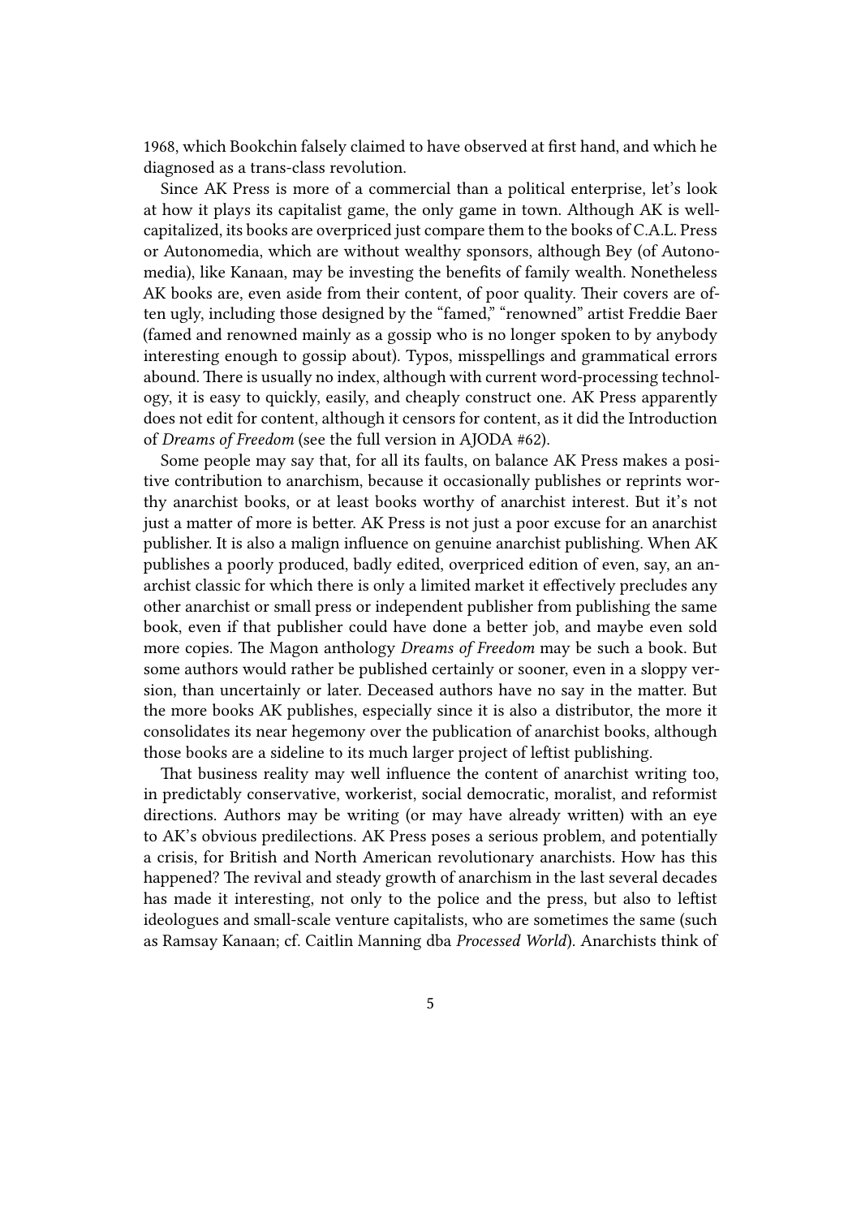1968, which Bookchin falsely claimed to have observed at first hand, and which he diagnosed as a trans-class revolution.

Since AK Press is more of a commercial than a political enterprise, let's look at how it plays its capitalist game, the only game in town. Although AK is well-capitalized, its books are overpriced just compare them to the books of C.A.L. Press or Autonomedia, which are without wealthy sponsors, although Bey (of Autonomedia), like Kanaan, may be investing the benefits of family wealth. Nonetheless AK books are, even aside from their content, of poor quality. Their covers are often ugly, including those designed by the "famed," "renowned" artist Freddie Baer (famed and renowned mainly as a gossip who is no longer spoken to by anybody interesting enough to gossip about). Typos, misspellings and grammatical errors abound. There is usually no index, although with current word-processing technology, it is easy to quickly, easily, and cheaply construct one. AK Press apparently does not edit for content, although it censors for content, as it did the Introduction of *Dreams of Freedom* (see the full version in AJODA #62).

Some people may say that, for all its faults, on balance AK Press makes a positive contribution to anarchism, because it occasionally publishes or reprints worthy anarchist books, or at least books worthy of anarchist interest. But it's not just a matter of more is better. AK Press is not just a poor excuse for an anarchist publisher. It is also a malign influence on genuine anarchist publishing. When AK publishes a poorly produced, badly edited, overpriced edition of even, say, an anarchist classic for which there is only a limited market it effectively precludes any other anarchist or small press or independent publisher from publishing the same book, even if that publisher could have done a better job, and maybe even sold more copies. The Magon anthology *Dreams of Freedom* may be such a book. But some authors would rather be published certainly or sooner, even in a sloppy version, than uncertainly or later. Deceased authors have no say in the matter. But the more books AK publishes, especially since it is also a distributor, the more it consolidates its near hegemony over the publication of anarchist books, although those books are a sideline to its much larger project of leftist publishing.

That business reality may well influence the content of anarchist writing too, in predictably conservative, workerist, social democratic, moralist, and reformist directions. Authors may be writing (or may have already written) with an eye to AK's obvious predilections. AK Press poses a serious problem, and potentially a crisis, for British and North American revolutionary anarchists. How has this happened? The revival and steady growth of anarchism in the last several decades has made it interesting, not only to the police and the press, but also to leftist ideologues and small-scale venture capitalists, who are sometimes the same (such as Ramsay Kanaan; cf. Caitlin Manning dba *Processed World*). Anarchists think of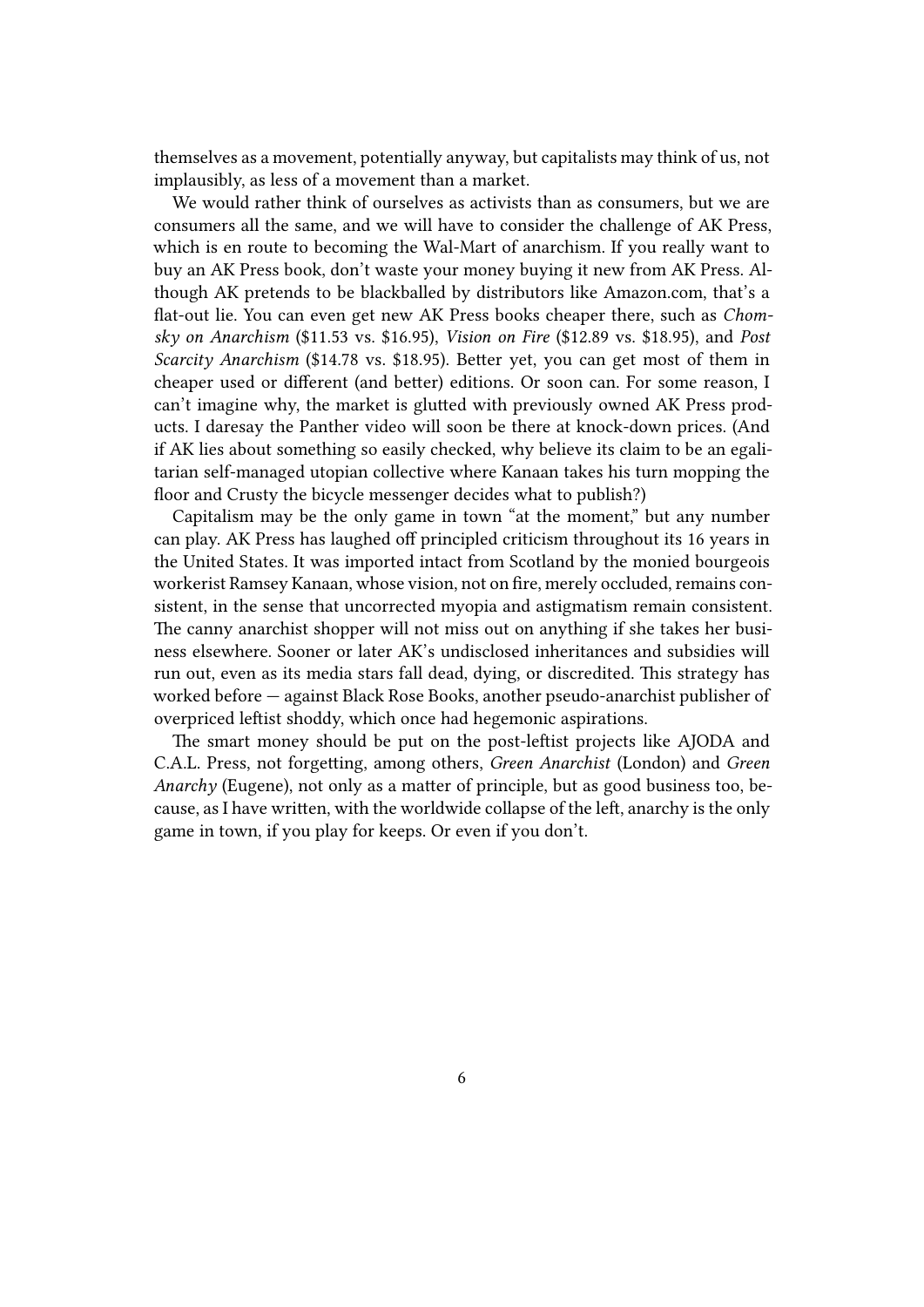themselves as a movement, potentially anyway, but capitalists may think of us, not implausibly, as less of a movement than a market.

We would rather think of ourselves as activists than as consumers, but we are consumers all the same, and we will have to consider the challenge of AK Press, which is en route to becoming the Wal-Mart of anarchism. If you really want to buy an AK Press book, don't waste your money buying it new from AK Press. Although AK pretends to be blackballed by distributors like Amazon.com, that's a flat-out lie. You can even get new AK Press books cheaper there, such as *Chomsky on Anarchism* ($11.53 vs. $16.95), *Vision on Fire* ($12.89 vs. $18.95), and *Post Scarcity Anarchism* ($14.78 vs. $18.95). Better yet, you can get most of them in cheaper used or different (and better) editions. Or soon can. For some reason, I can't imagine why, the market is glutted with previously owned AK Press products. I daresay the Panther video will soon be there at knock-down prices. (And if AK lies about something so easily checked, why believe its claim to be an egalitarian self-managed utopian collective where Kanaan takes his turn mopping the floor and Crusty the bicycle messenger decides what to publish?)

Capitalism may be the only game in town "at the moment," but any number can play. AK Press has laughed off principled criticism throughout its 16 years in the United States. It was imported intact from Scotland by the monied bourgeois workerist Ramsey Kanaan, whose vision, not on fire, merely occluded, remains consistent, in the sense that uncorrected myopia and astigmatism remain consistent. The canny anarchist shopper will not miss out on anything if she takes her business elsewhere. Sooner or later AK's undisclosed inheritances and subsidies will run out, even as its media stars fall dead, dying, or discredited. This strategy has worked before — against Black Rose Books, another pseudo-anarchist publisher of overpriced leftist shoddy, which once had hegemonic aspirations.

The smart money should be put on the post-leftist projects like AJODA and C.A.L. Press, not forgetting, among others, *Green Anarchist* (London) and *Green Anarchy* (Eugene), not only as a matter of principle, but as good business too, because, as I have written, with the worldwide collapse of the left, anarchy is the only game in town, if you play for keeps. Or even if you don't.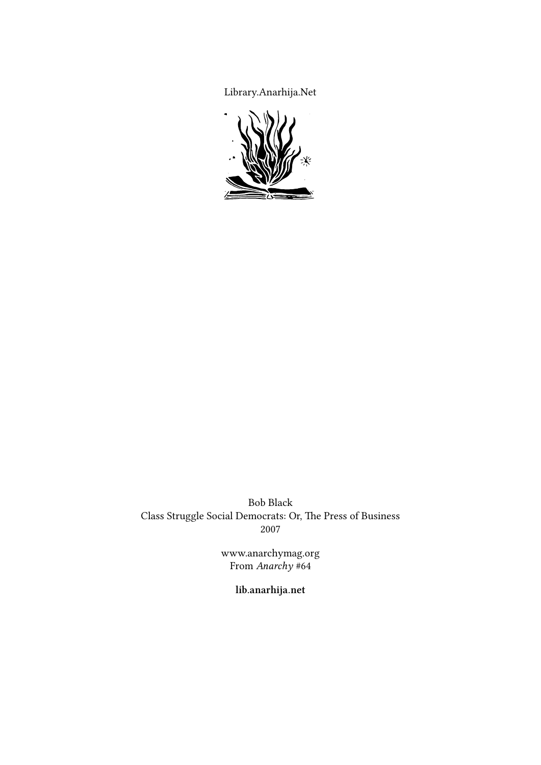Library.Anarhija.Net

Bob Black
Class Struggle Social Democrats: Or, The Press of Business
2007

www.anarchymag.org
From *Anarchy* #64

**lib.anarhija.net**